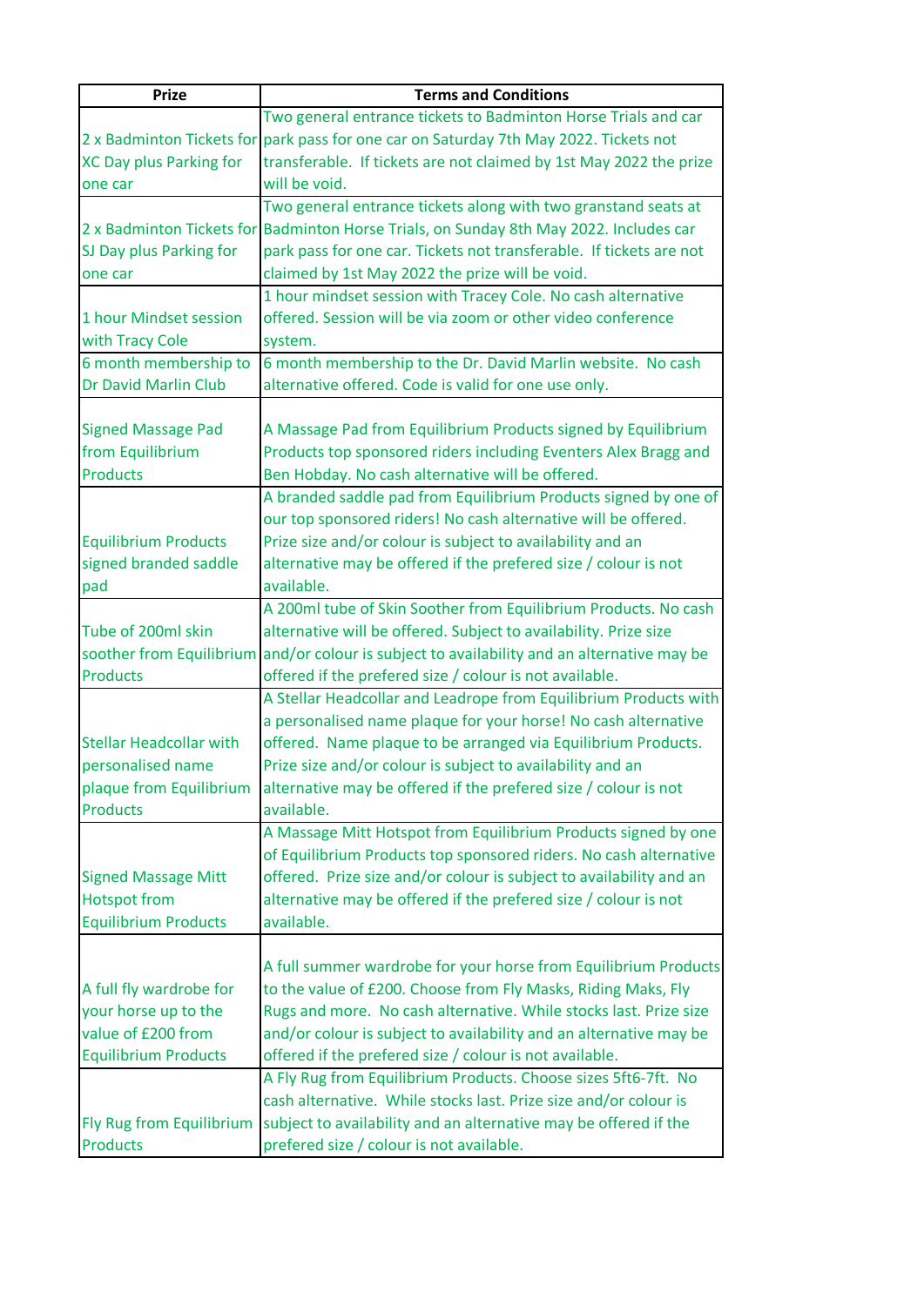| Prize | Terms and Conditions |
|---|---|
| 2 x Badminton Tickets for XC Day plus Parking for one car | Two general entrance tickets to Badminton Horse Trials and car park pass for one car on Saturday 7th May 2022. Tickets not transferable. If tickets are not claimed by 1st May 2022 the prize will be void. |
| 2 x Badminton Tickets for SJ Day plus Parking for one car | Two general entrance tickets along with two granstand seats at Badminton Horse Trials, on Sunday 8th May 2022. Includes car park pass for one car. Tickets not transferable. If tickets are not claimed by 1st May 2022 the prize will be void. |
| 1 hour Mindset session with Tracy Cole | 1 hour mindset session with Tracey Cole. No cash alternative offered. Session will be via zoom or other video conference system. |
| 6 month membership to Dr David Marlin Club | 6 month membership to the Dr. David Marlin website. No cash alternative offered. Code is valid for one use only. |
| Signed Massage Pad from Equilibrium Products | A Massage Pad from Equilibrium Products signed by Equilibrium Products top sponsored riders including Eventers Alex Bragg and Ben Hobday. No cash alternative will be offered. |
| Equilibrium Products signed branded saddle pad | A branded saddle pad from Equilibrium Products signed by one of our top sponsored riders! No cash alternative will be offered. Prize size and/or colour is subject to availability and an alternative may be offered if the prefered size / colour is not available. |
| Tube of 200ml skin soother from Equilibrium Products | A 200ml tube of Skin Soother from Equilibrium Products. No cash alternative will be offered. Subject to availability. Prize size and/or colour is subject to availability and an alternative may be offered if the prefered size / colour is not available. |
| Stellar Headcollar with personalised name plaque from Equilibrium Products | A Stellar Headcollar and Leadrope from Equilibrium Products with a personalised name plaque for your horse! No cash alternative offered. Name plaque to be arranged via Equilibrium Products. Prize size and/or colour is subject to availability and an alternative may be offered if the prefered size / colour is not available. |
| Signed Massage Mitt Hotspot from Equilibrium Products | A Massage Mitt Hotspot from Equilibrium Products signed by one of Equilibrium Products top sponsored riders. No cash alternative offered. Prize size and/or colour is subject to availability and an alternative may be offered if the prefered size / colour is not available. |
| A full fly wardrobe for your horse up to the value of £200 from Equilibrium Products | A full summer wardrobe for your horse from Equilibrium Products to the value of £200. Choose from Fly Masks, Riding Maks, Fly Rugs and more. No cash alternative. While stocks last. Prize size and/or colour is subject to availability and an alternative may be offered if the prefered size / colour is not available. |
| Fly Rug from Equilibrium Products | A Fly Rug from Equilibrium Products. Choose sizes 5ft6-7ft. No cash alternative. While stocks last. Prize size and/or colour is subject to availability and an alternative may be offered if the prefered size / colour is not available. |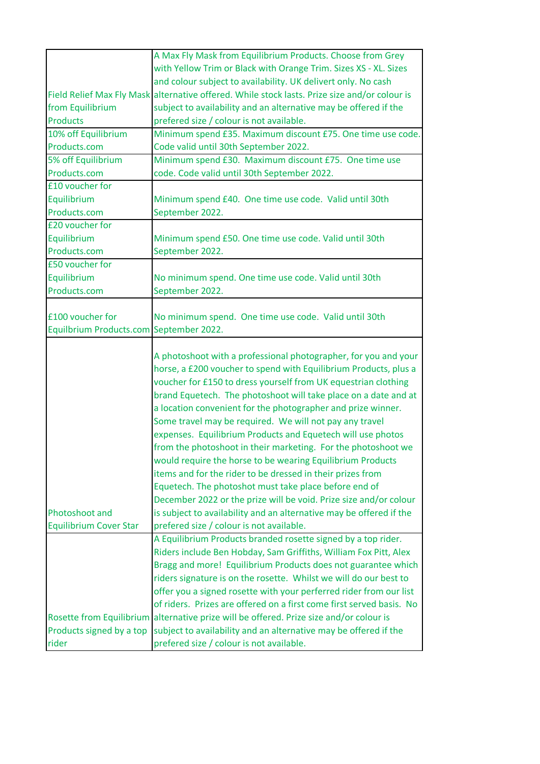| | |
|---|---|
| Field Relief Max Fly Mask from Equilibrium Products | A Max Fly Mask from Equilibrium Products. Choose from Grey with Yellow Trim or Black with Orange Trim. Sizes XS - XL. Sizes and colour subject to availability. UK delivert only. No cash alternative offered. While stock lasts. Prize size and/or colour is subject to availability and an alternative may be offered if the prefered size / colour is not available. |
| 10% off Equilibrium Products.com | Minimum spend £35. Maximum discount £75. One time use code. Code valid until 30th September 2022. |
| 5% off Equilibrium Products.com | Minimum spend £30. Maximum discount £75. One time use code. Code valid until 30th September 2022. |
| £10 voucher for Equilibrium Products.com | Minimum spend £40. One time use code. Valid until 30th September 2022. |
| £20 voucher for Equilibrium Products.com | Minimum spend £50. One time use code. Valid until 30th September 2022. |
| £50 voucher for Equilibrium Products.com | No minimum spend. One time use code. Valid until 30th September 2022. |
| £100 voucher for Equilbrium Products.com | No minimum spend. One time use code. Valid until 30th September 2022. |
| Photoshoot and Equilibrium Cover Star | A photoshoot with a professional photographer, for you and your horse, a £200 voucher to spend with Equilibrium Products, plus a voucher for £150 to dress yourself from UK equestrian clothing brand Equetech. The photoshoot will take place on a date and at a location convenient for the photographer and prize winner. Some travel may be required. We will not pay any travel expenses. Equilibrium Products and Equetech will use photos from the photoshoot in their marketing. For the photoshoot we would require the horse to be wearing Equilibrium Products items and for the rider to be dressed in their prizes from Equetech. The photoshot must take place before end of December 2022 or the prize will be void. Prize size and/or colour is subject to availability and an alternative may be offered if the prefered size / colour is not available. |
| Rosette from Equilibrium Products signed by a top rider | A Equilibrium Products branded rosette signed by a top rider. Riders include Ben Hobday, Sam Griffiths, William Fox Pitt, Alex Bragg and more! Equilibrium Products does not guarantee which riders signature is on the rosette. Whilst we will do our best to offer you a signed rosette with your perferred rider from our list of riders. Prizes are offered on a first come first served basis. No alternative prize will be offered. Prize size and/or colour is subject to availability and an alternative may be offered if the prefered size / colour is not available. |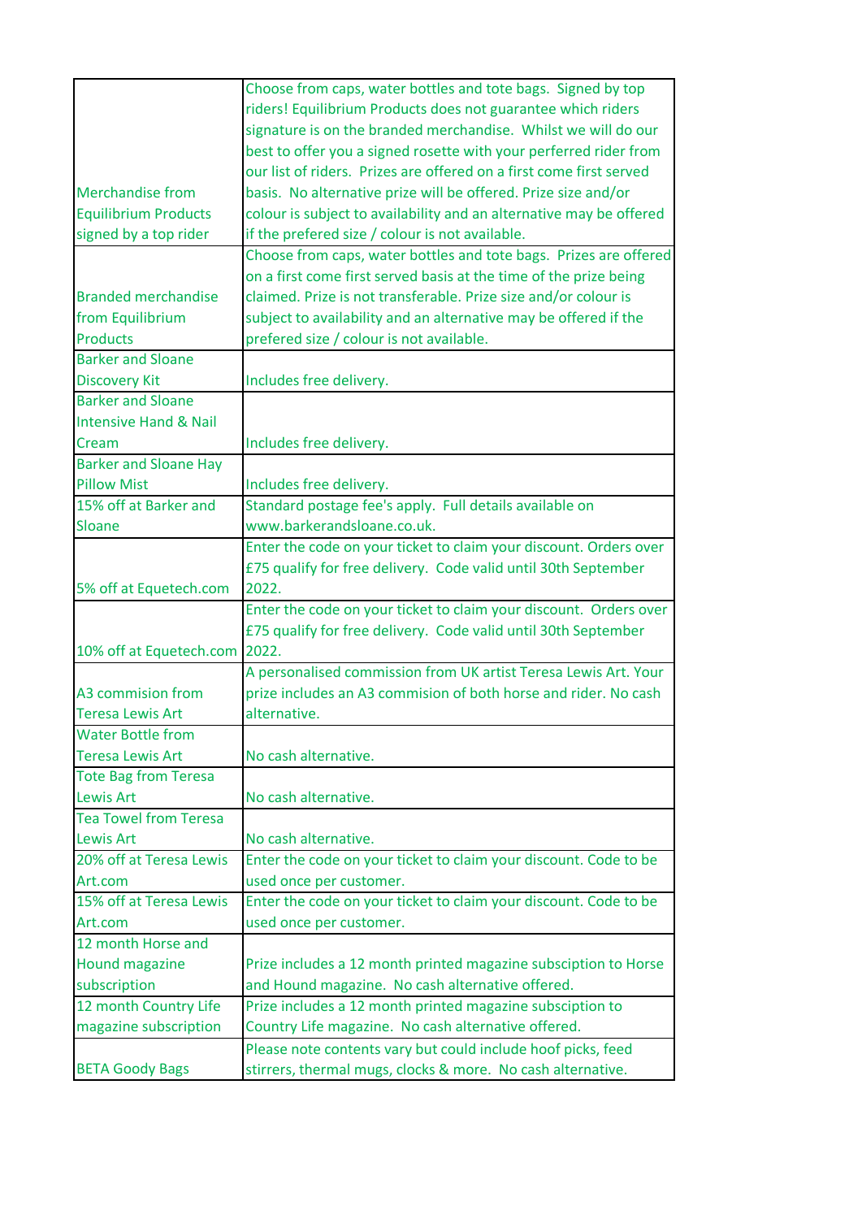| | |
|---|---|
| Merchandise from Equilibrium Products signed by a top rider | Choose from caps, water bottles and tote bags. Signed by top riders! Equilibrium Products does not guarantee which riders signature is on the branded merchandise. Whilst we will do our best to offer you a signed rosette with your perferred rider from our list of riders. Prizes are offered on a first come first served basis. No alternative prize will be offered. Prize size and/or colour is subject to availability and an alternative may be offered if the prefered size / colour is not available. |
| Branded merchandise from Equilibrium Products | Choose from caps, water bottles and tote bags. Prizes are offered on a first come first served basis at the time of the prize being claimed. Prize is not transferable. Prize size and/or colour is subject to availability and an alternative may be offered if the prefered size / colour is not available. |
| Barker and Sloane Discovery Kit | Includes free delivery. |
| Barker and Sloane Intensive Hand & Nail Cream | Includes free delivery. |
| Barker and Sloane Hay Pillow Mist | Includes free delivery. |
| 15% off at Barker and Sloane | Standard postage fee's apply. Full details available on www.barkerandsloane.co.uk. |
| 5% off at Equetech.com | Enter the code on your ticket to claim your discount. Orders over £75 qualify for free delivery. Code valid until 30th September 2022. |
| 10% off at Equetech.com | Enter the code on your ticket to claim your discount. Orders over £75 qualify for free delivery. Code valid until 30th September 2022. |
| A3 commision from Teresa Lewis Art | A personalised commission from UK artist Teresa Lewis Art. Your prize includes an A3 commision of both horse and rider. No cash alternative. |
| Water Bottle from Teresa Lewis Art | No cash alternative. |
| Tote Bag from Teresa Lewis Art | No cash alternative. |
| Tea Towel from Teresa Lewis Art | No cash alternative. |
| 20% off at Teresa Lewis Art.com | Enter the code on your ticket to claim your discount. Code to be used once per customer. |
| 15% off at Teresa Lewis Art.com | Enter the code on your ticket to claim your discount. Code to be used once per customer. |
| 12 month Horse and Hound magazine subscription | Prize includes a 12 month printed magazine subsciption to Horse and Hound magazine. No cash alternative offered. |
| 12 month Country Life magazine subscription | Prize includes a 12 month printed magazine subsciption to Country Life magazine. No cash alternative offered. |
| BETA Goody Bags | Please note contents vary but could include hoof picks, feed stirrers, thermal mugs, clocks & more. No cash alternative. |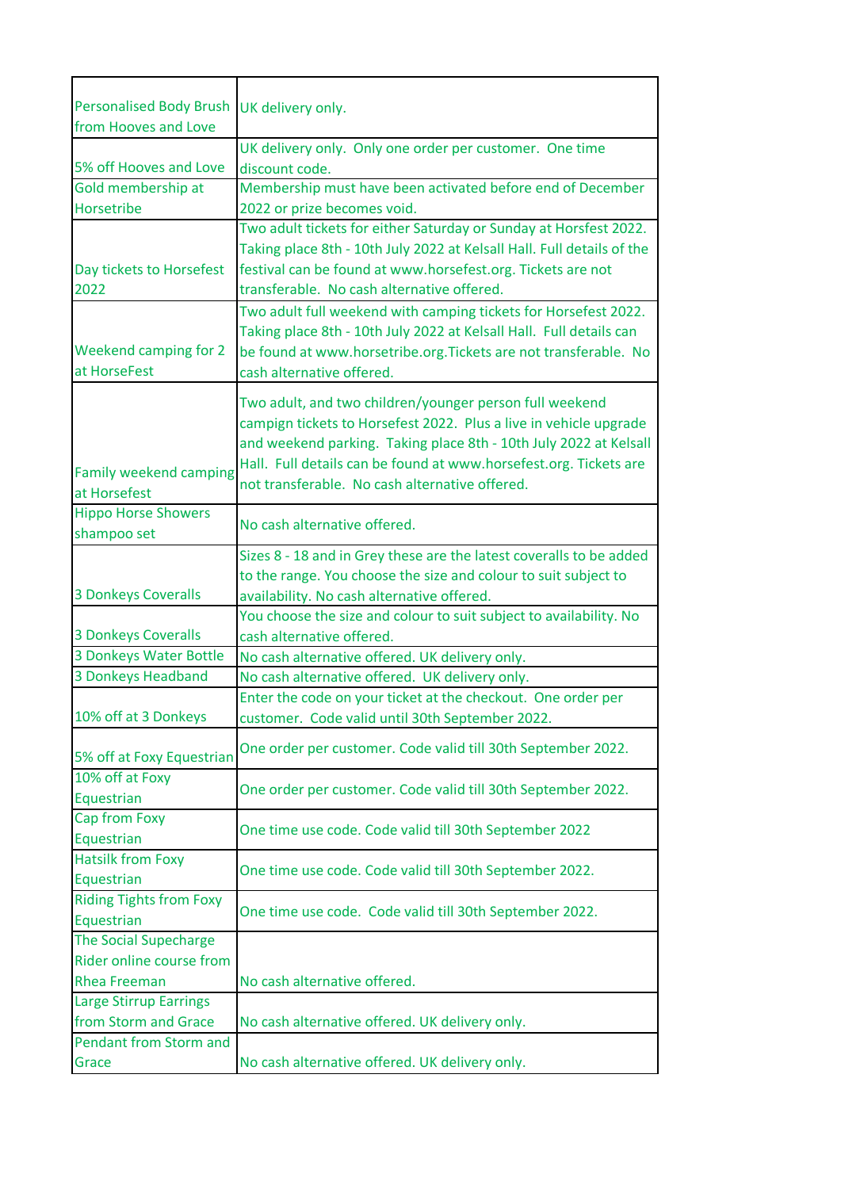| Personalised Body Brush from Hooves and Love | UK delivery only. |
|---|---|
| 5% off Hooves and Love | UK delivery only. Only one order per customer. One time discount code. |
| Gold membership at Horsetribe | Membership must have been activated before end of December 2022 or prize becomes void. |
| Day tickets to Horsefest 2022 | Two adult tickets for either Saturday or Sunday at Horsfest 2022. Taking place 8th - 10th July 2022 at Kelsall Hall. Full details of the festival can be found at www.horsefest.org. Tickets are not transferable. No cash alternative offered. |
| Weekend camping for 2 at HorseFest | Two adult full weekend with camping tickets for Horsefest 2022. Taking place 8th - 10th July 2022 at Kelsall Hall. Full details can be found at www.horsetribe.org.Tickets are not transferable. No cash alternative offered. |
| Family weekend camping at Horsefest | Two adult, and two children/younger person full weekend campign tickets to Horsefest 2022. Plus a live in vehicle upgrade and weekend parking. Taking place 8th - 10th July 2022 at Kelsall Hall. Full details can be found at www.horsefest.org. Tickets are not transferable. No cash alternative offered. |
| Hippo Horse Showers shampoo set | No cash alternative offered. |
| 3 Donkeys Coveralls | Sizes 8 - 18 and in Grey these are the latest coveralls to be added to the range. You choose the size and colour to suit subject to availability. No cash alternative offered. |
| 3 Donkeys Coveralls | You choose the size and colour to suit subject to availability. No cash alternative offered. |
| 3 Donkeys Water Bottle | No cash alternative offered. UK delivery only. |
| 3 Donkeys Headband | No cash alternative offered. UK delivery only. |
| 10% off at 3 Donkeys | Enter the code on your ticket at the checkout. One order per customer. Code valid until 30th September 2022. |
| 5% off at Foxy Equestrian | One order per customer. Code valid till 30th September 2022. |
| 10% off at Foxy Equestrian | One order per customer. Code valid till 30th September 2022. |
| Cap from Foxy Equestrian | One time use code. Code valid till 30th September 2022 |
| Hatsilk from Foxy Equestrian | One time use code. Code valid till 30th September 2022. |
| Riding Tights from Foxy Equestrian | One time use code. Code valid till 30th September 2022. |
| The Social Supecharge Rider online course from Rhea Freeman | No cash alternative offered. |
| Large Stirrup Earrings from Storm and Grace | No cash alternative offered. UK delivery only. |
| Pendant from Storm and Grace | No cash alternative offered. UK delivery only. |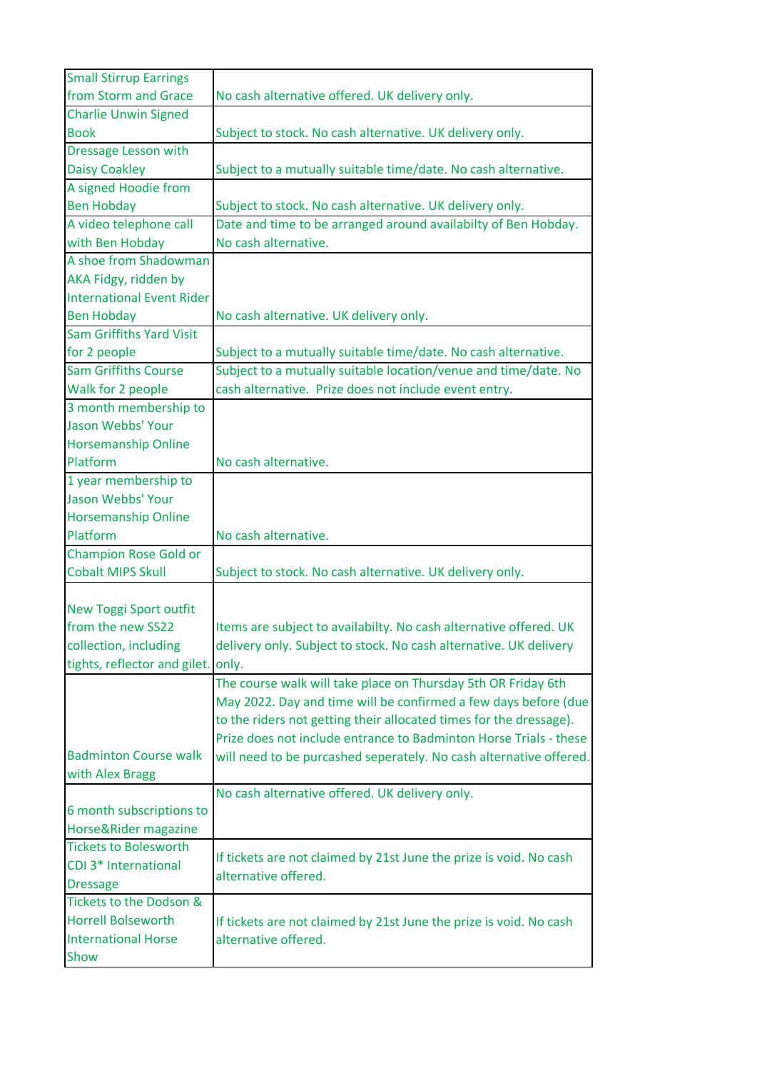| | |
|---|---|
| Small Stirrup Earrings from Storm and Grace | No cash alternative offered. UK delivery only. |
| Charlie Unwin Signed Book | Subject to stock. No cash alternative. UK delivery only. |
| Dressage Lesson with Daisy Coakley | Subject to a mutually suitable time/date. No cash alternative. |
| A signed Hoodie from Ben Hobday | Subject to stock. No cash alternative. UK delivery only. |
| A video telephone call with Ben Hobday | Date and time to be arranged around availabilty of Ben Hobday. No cash alternative. |
| A shoe from Shadowman AKA Fidgy, ridden by International Event Rider Ben Hobday | No cash alternative. UK delivery only. |
| Sam Griffiths Yard Visit for 2 people | Subject to a mutually suitable time/date. No cash alternative. |
| Sam Griffiths Course Walk for 2 people | Subject to a mutually suitable location/venue and time/date. No cash alternative. Prize does not include event entry. |
| 3 month membership to Jason Webbs' Your Horsemanship Online Platform | No cash alternative. |
| 1 year membership to Jason Webbs' Your Horsemanship Online Platform | No cash alternative. |
| Champion Rose Gold or Cobalt MIPS Skull | Subject to stock. No cash alternative. UK delivery only. |
| New Toggi Sport outfit from the new SS22 collection, including tights, reflector and gilet. | Items are subject to availabilty. No cash alternative offered. UK delivery only. Subject to stock. No cash alternative. UK delivery only. |
| Badminton Course walk with Alex Bragg | The course walk will take place on Thursday 5th OR Friday 6th May 2022. Day and time will be confirmed a few days before (due to the riders not getting their allocated times for the dressage). Prize does not include entrance to Badminton Horse Trials - these will need to be purcashed seperately. No cash alternative offered. |
| 6 month subscriptions to Horse&Rider magazine | No cash alternative offered. UK delivery only. |
| Tickets to Bolesworth CDI 3* International Dressage | If tickets are not claimed by 21st June the prize is void. No cash alternative offered. |
| Tickets to the Dodson & Horrell Bolseworth International Horse Show | If tickets are not claimed by 21st June the prize is void. No cash alternative offered. |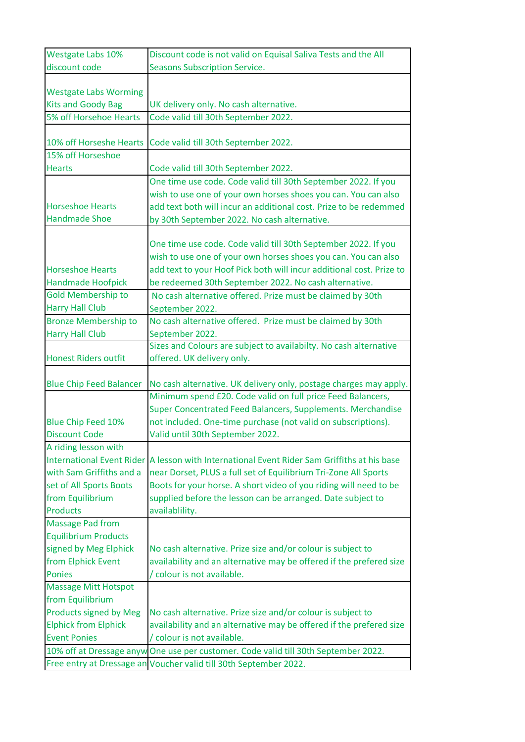| Westgate Labs 10% discount code | Discount code is not valid on Equisal Saliva Tests and the All Seasons Subscription Service. |
|---|---|
| Westgate Labs Worming Kits and Goody Bag | UK delivery only. No cash alternative. |
| 5% off Horsehoe Hearts | Code valid till 30th September 2022. |
| 10% off Horseshe Hearts | Code valid till 30th September 2022. |
| 15% off Horseshoe Hearts | Code valid till 30th September 2022. |
| Horseshoe Hearts Handmade Shoe | One time use code. Code valid till 30th September 2022. If you wish to use one of your own horses shoes you can. You can also add text both will incur an additional cost. Prize to be redemmed by 30th September 2022. No cash alternative. |
| Horseshoe Hearts Handmade Hoofpick | One time use code. Code valid till 30th September 2022. If you wish to use one of your own horses shoes you can. You can also add text to your Hoof Pick both will incur additional cost. Prize to be redeemed 30th September 2022. No cash alternative. |
| Gold Membership to Harry Hall Club | No cash alternative offered. Prize must be claimed by 30th September 2022. |
| Bronze Membership to Harry Hall Club | No cash alternative offered. Prize must be claimed by 30th September 2022. |
| Honest Riders outfit | Sizes and Colours are subject to availabilty. No cash alternative offered. UK delivery only. |
| Blue Chip Feed Balancer | No cash alternative. UK delivery only, postage charges may apply. |
| Blue Chip Feed 10% Discount Code | Minimum spend £20. Code valid on full price Feed Balancers, Super Concentrated Feed Balancers, Supplements. Merchandise not included. One-time purchase (not valid on subscriptions). Valid until 30th September 2022. |
| A riding lesson with International Event Rider with Sam Griffiths and a set of All Sports Boots from Equilibrium Products | A lesson with International Event Rider Sam Griffiths at his base near Dorset, PLUS a full set of Equilibrium Tri-Zone All Sports Boots for your horse. A short video of you riding will need to be supplied before the lesson can be arranged. Date subject to availablility. |
| Massage Pad from Equilibrium Products signed by Meg Elphick from Elphick Event Ponies | No cash alternative. Prize size and/or colour is subject to availability and an alternative may be offered if the prefered size / colour is not available. |
| Massage Mitt Hotspot from Equilibrium Products signed by Meg Elphick from Elphick Event Ponies | No cash alternative. Prize size and/or colour is subject to availability and an alternative may be offered if the prefered size / colour is not available. |
| 10% off at Dressage anyw | One use per customer. Code valid till 30th September 2022. |
| Free entry at Dressage an | Voucher valid till 30th September 2022. |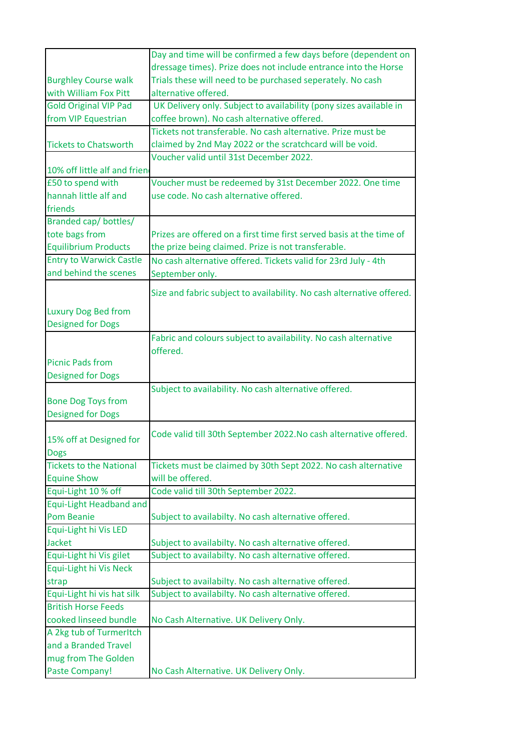| | |
|---|---|
| Burghley Course walk with William Fox Pitt | Day and time will be confirmed a few days before (dependent on dressage times). Prize does not include entrance into the Horse Trials these will need to be purchased seperately. No cash alternative offered. |
| Gold Original VIP Pad from VIP Equestrian | UK Delivery only. Subject to availability (pony sizes available in coffee brown). No cash alternative offered. |
| Tickets to Chatsworth | Tickets not transferable. No cash alternative. Prize must be claimed by 2nd May 2022 or the scratchcard will be void. |
| 10% off little alf and frien | Voucher valid until 31st December 2022. |
| £50 to spend with hannah little alf and friends | Voucher must be redeemed by 31st December 2022. One time use code. No cash alternative offered. |
| Branded cap/ bottles/ tote bags from Equilibrium Products | Prizes are offered on a first time first served basis at the time of the prize being claimed. Prize is not transferable. |
| Entry to Warwick Castle and behind the scenes | No cash alternative offered. Tickets valid for 23rd July - 4th September only. |
| Luxury Dog Bed from Designed for Dogs | Size and fabric subject to availability. No cash alternative offered. |
| Picnic Pads from Designed for Dogs | Fabric and colours subject to availability. No cash alternative offered. |
| Bone Dog Toys from Designed for Dogs | Subject to availability. No cash alternative offered. |
| 15% off at Designed for Dogs | Code valid till 30th September 2022.No cash alternative offered. |
| Tickets to the National Equine Show | Tickets must be claimed by 30th Sept 2022. No cash alternative will be offered. |
| Equi-Light 10 % off | Code valid till 30th September 2022. |
| Equi-Light Headband and Pom Beanie | Subject to availabilty. No cash alternative offered. |
| Equi-Light hi Vis LED Jacket | Subject to availabilty. No cash alternative offered. |
| Equi-Light hi Vis gilet | Subject to availabilty. No cash alternative offered. |
| Equi-Light hi Vis Neck strap | Subject to availabilty. No cash alternative offered. |
| Equi-Light hi vis hat silk | Subject to availabilty. No cash alternative offered. |
| British Horse Feeds cooked linseed bundle | No Cash Alternative. UK Delivery Only. |
| A 2kg tub of TurmerItch and a Branded Travel mug from The Golden Paste Company! | No Cash Alternative. UK Delivery Only. |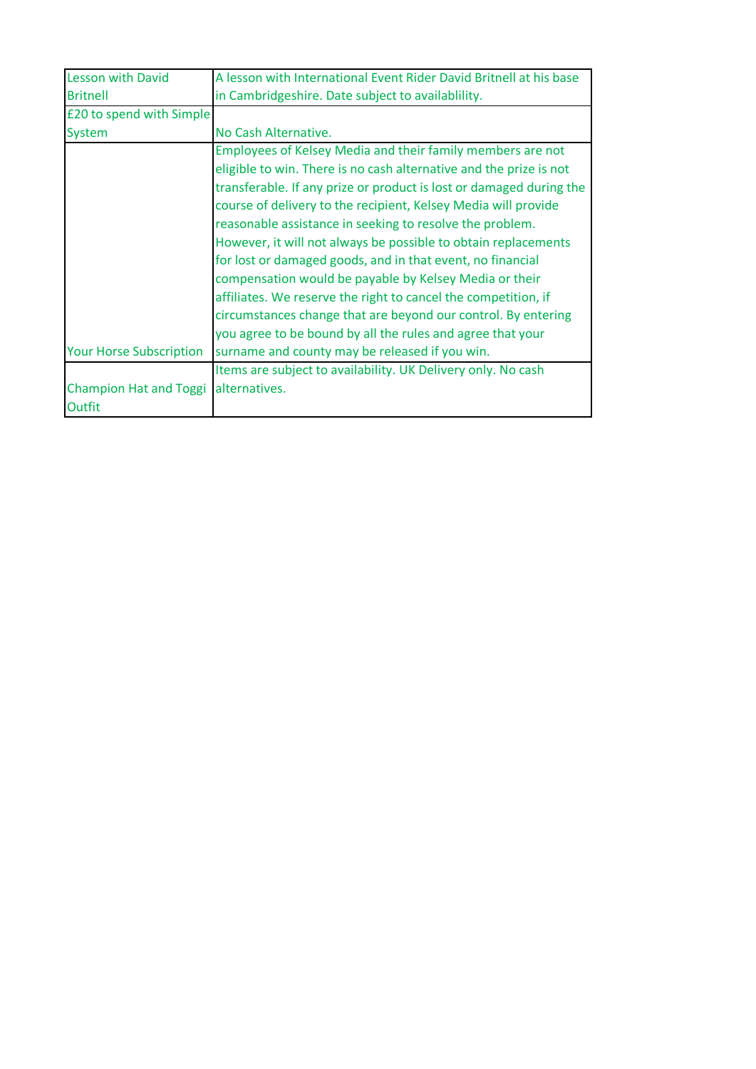| | |
|---|---|
| Lesson with David Britnell | A lesson with International Event Rider David Britnell at his base in Cambridgeshire. Date subject to availablility. |
| £20 to spend with Simple System | No Cash Alternative. |
| Your Horse Subscription | Employees of Kelsey Media and their family members are not eligible to win. There is no cash alternative and the prize is not transferable. If any prize or product is lost or damaged during the course of delivery to the recipient, Kelsey Media will provide reasonable assistance in seeking to resolve the problem. However, it will not always be possible to obtain replacements for lost or damaged goods, and in that event, no financial compensation would be payable by Kelsey Media or their affiliates. We reserve the right to cancel the competition, if circumstances change that are beyond our control. By entering you agree to be bound by all the rules and agree that your surname and county may be released if you win. |
| Champion Hat and Toggi Outfit | Items are subject to availability. UK Delivery only. No cash alternatives. |